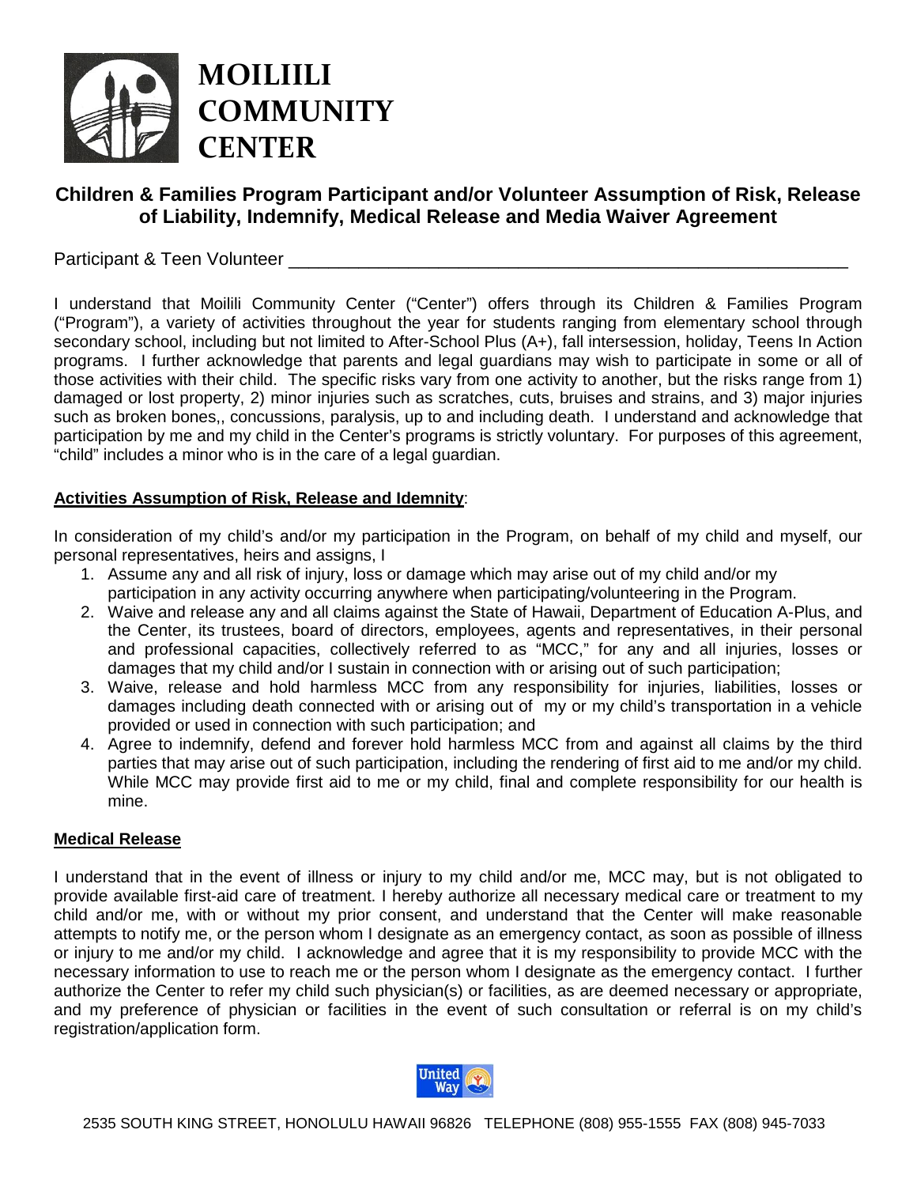# MOILIILI COMMUNITY CENTER

## Children & Families Program Participant and/or Volunteer Assumption of Risk, Release of Liability, Indemnify, Medical Release and Media Waiver Agreement

Participant & Teen Volunteer ___________________________________________________________

I understand that Moilili Community Center ("Center") offers through its Children & Families Program ("Program"), a variety of activities throughout the year for students ranging from elementary school through secondary school, including but not limited to After-School Plus (A+), fall intersession, holiday, Teens In Action programs. I further acknowledge that parents and legal guardians may wish to participate in some or all of those activities with their child. The specific risks vary from one activity to another, but the risks range from 1) damaged or lost property, 2) minor injuries such as scratches, cuts, bruises and strains, and 3) major injuries such as broken bones,, concussions, paralysis, up to and including death. I understand and acknowledge that participation by me and my child in the Center's programs is strictly voluntary. For purposes of this agreement, "child" includes a minor who is in the care of a legal guardian.

**Activities Assumption of Risk, Release and Idemnity**:

In consideration of my child's and/or my participation in the Program, on behalf of my child and myself, our personal representatives, heirs and assigns, I

1. Assume any and all risk of injury, loss or damage which may arise out of my child and/or my participation in any activity occurring anywhere when participating/volunteering in the Program.
2. Waive and release any and all claims against the State of Hawaii, Department of Education A-Plus, and the Center, its trustees, board of directors, employees, agents and representatives, in their personal and professional capacities, collectively referred to as "MCC," for any and all injuries, losses or damages that my child and/or I sustain in connection with or arising out of such participation;
3. Waive, release and hold harmless MCC from any responsibility for injuries, liabilities, losses or damages including death connected with or arising out of my or my child's transportation in a vehicle provided or used in connection with such participation; and
4. Agree to indemnify, defend and forever hold harmless MCC from and against all claims by the third parties that may arise out of such participation, including the rendering of first aid to me and/or my child. While MCC may provide first aid to me or my child, final and complete responsibility for our health is mine.

**Medical Release**

I understand that in the event of illness or injury to my child and/or me, MCC may, but is not obligated to provide available first-aid care of treatment. I hereby authorize all necessary medical care or treatment to my child and/or me, with or without my prior consent, and understand that the Center will make reasonable attempts to notify me, or the person whom I designate as an emergency contact, as soon as possible of illness or injury to me and/or my child. I acknowledge and agree that it is my responsibility to provide MCC with the necessary information to use to reach me or the person whom I designate as the emergency contact. I further authorize the Center to refer my child such physician(s) or facilities, as are deemed necessary or appropriate, and my preference of physician or facilities in the event of such consultation or referral is on my child's registration/application form.

2535 SOUTH KING STREET, HONOLULU HAWAII 96826 TELEPHONE (808) 955-1555 FAX (808) 945-7033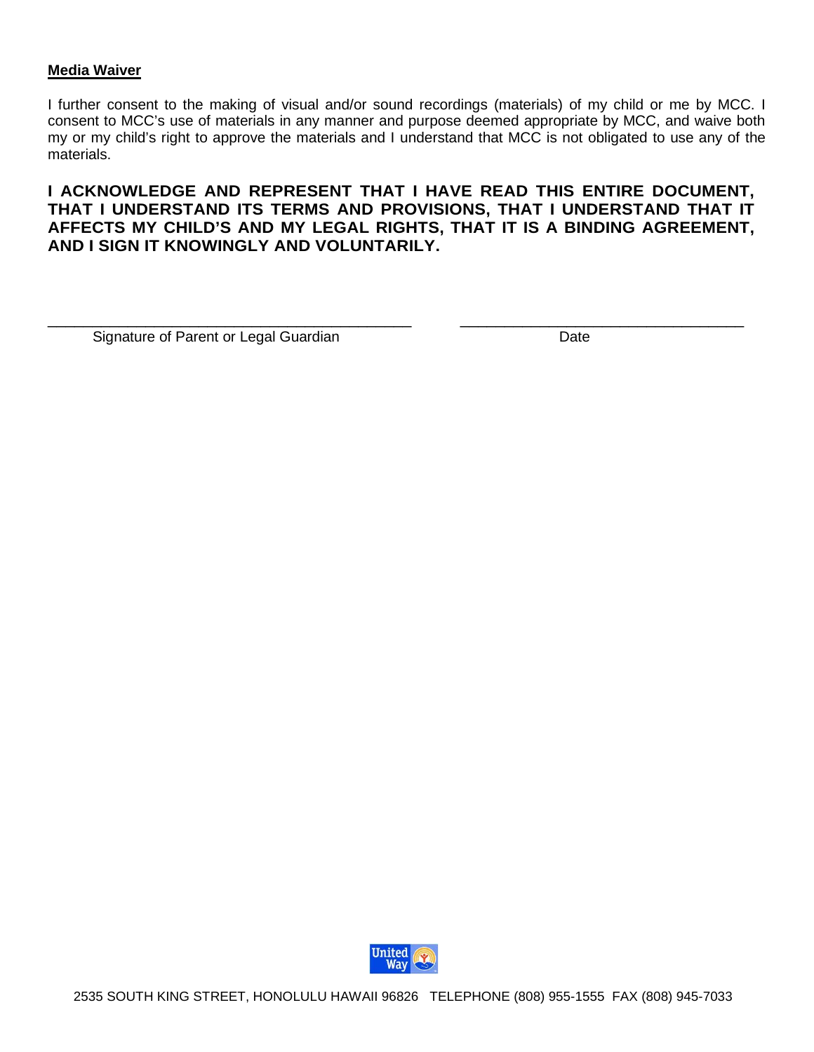**Media Waiver**

I further consent to the making of visual and/or sound recordings (materials) of my child or me by MCC. I consent to MCC's use of materials in any manner and purpose deemed appropriate by MCC, and waive both my or my child's right to approve the materials and I understand that MCC is not obligated to use any of the materials.

**I ACKNOWLEDGE AND REPRESENT THAT I HAVE READ THIS ENTIRE DOCUMENT, THAT I UNDERSTAND ITS TERMS AND PROVISIONS, THAT I UNDERSTAND THAT IT AFFECTS MY CHILD'S AND MY LEGAL RIGHTS, THAT IT IS A BINDING AGREEMENT, AND I SIGN IT KNOWINGLY AND VOLUNTARILY.**

_____________________________________________ ___________________________________

Signature of Parent or Legal Guardian Date

United Way

2535 SOUTH KING STREET, HONOLULU HAWAII 96826 TELEPHONE (808) 955-1555 FAX (808) 945-7033